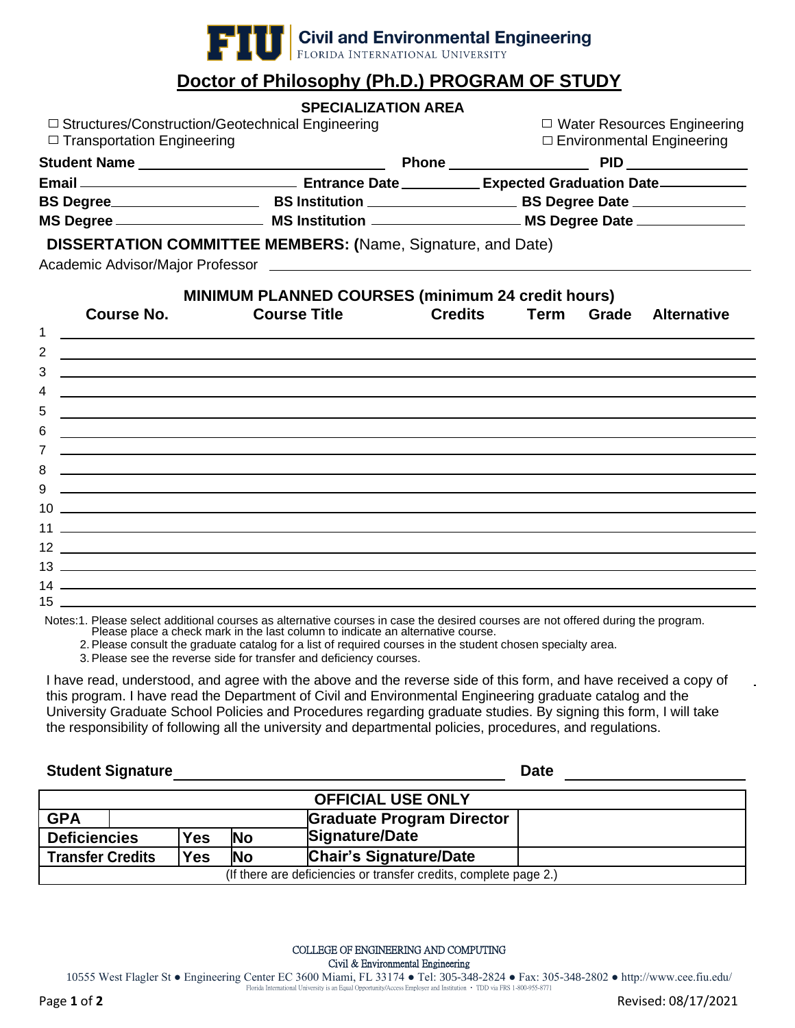FIU | Civil and Environmental Engineering
FLORIDA INTERNATIONAL UNIVERSITY

# Doctor of Philosophy (Ph.D.) PROGRAM OF STUDY

**SPECIALIZATION AREA**

☐ Structures/Construction/Geotechnical Engineering
☐ Water Resources Engineering
☐ Transportation Engineering
☐ Environmental Engineering

**Student Name** ____________________ **Phone** ______________ **PID** ____________

**Email** ____________________ **Entrance Date** __________ **Expected Graduation Date** __________

**BS Degree** ______________ **BS Institution** ______________ **BS Degree Date** ______________

**MS Degree** ______________ **MS Institution** ______________ **MS Degree Date** ______________

**DISSERTATION COMMITTEE MEMBERS: (**Name, Signature, and Date)

Academic Advisor/Major Professor ____________________________________________

**MINIMUM PLANNED COURSES (minimum 24 credit hours)**

| | Course No. | Course Title | Credits | Term | Grade | Alternative |
|---|---|---|---|---|---|---|
| 1 | | | | | | |
| 2 | | | | | | |
| 3 | | | | | | |
| 4 | | | | | | |
| 5 | | | | | | |
| 6 | | | | | | |
| 7 | | | | | | |
| 8 | | | | | | |
| 9 | | | | | | |
| 10 | | | | | | |
| 11 | | | | | | |
| 12 | | | | | | |
| 13 | | | | | | |
| 14 | | | | | | |
| 15 | | | | | | |

Notes:
1. Please select additional courses as alternative courses in case the desired courses are not offered during the program. Please place a check mark in the last column to indicate an alternative course.
2. Please consult the graduate catalog for a list of required courses in the student chosen specialty area.
3. Please see the reverse side for transfer and deficiency courses.

I have read, understood, and agree with the above and the reverse side of this form, and have received a copy of this program. I have read the Department of Civil and Environmental Engineering graduate catalog and the University Graduate School Policies and Procedures regarding graduate studies. By signing this form, I will take the responsibility of following all the university and departmental policies, procedures, and regulations.

**Student Signature** ______________________________ **Date** ______________

| OFFICIAL USE ONLY | | | | |
|---|---|---|---|---|
| **GPA** | | | **Graduate Program Director Signature/Date** | |
| **Deficiencies** | **Yes** | **No** | | |
| **Transfer Credits** | **Yes** | **No** | **Chair's Signature/Date** | |
| (If there are deficiencies or transfer credits, complete page 2.) | | | | |

COLLEGE OF ENGINEERING AND COMPUTING
Civil & Environmental Engineering
10555 West Flagler St ● Engineering Center EC 3600 Miami, FL 33174 ● Tel: 305-348-2824 ● Fax: 305-348-2802 ● http://www.cee.fiu.edu/
Florida International University is an Equal Opportunity/Access Employer and Institution • TDD via FRS 1-800-955-8771

Revised: 08/17/2021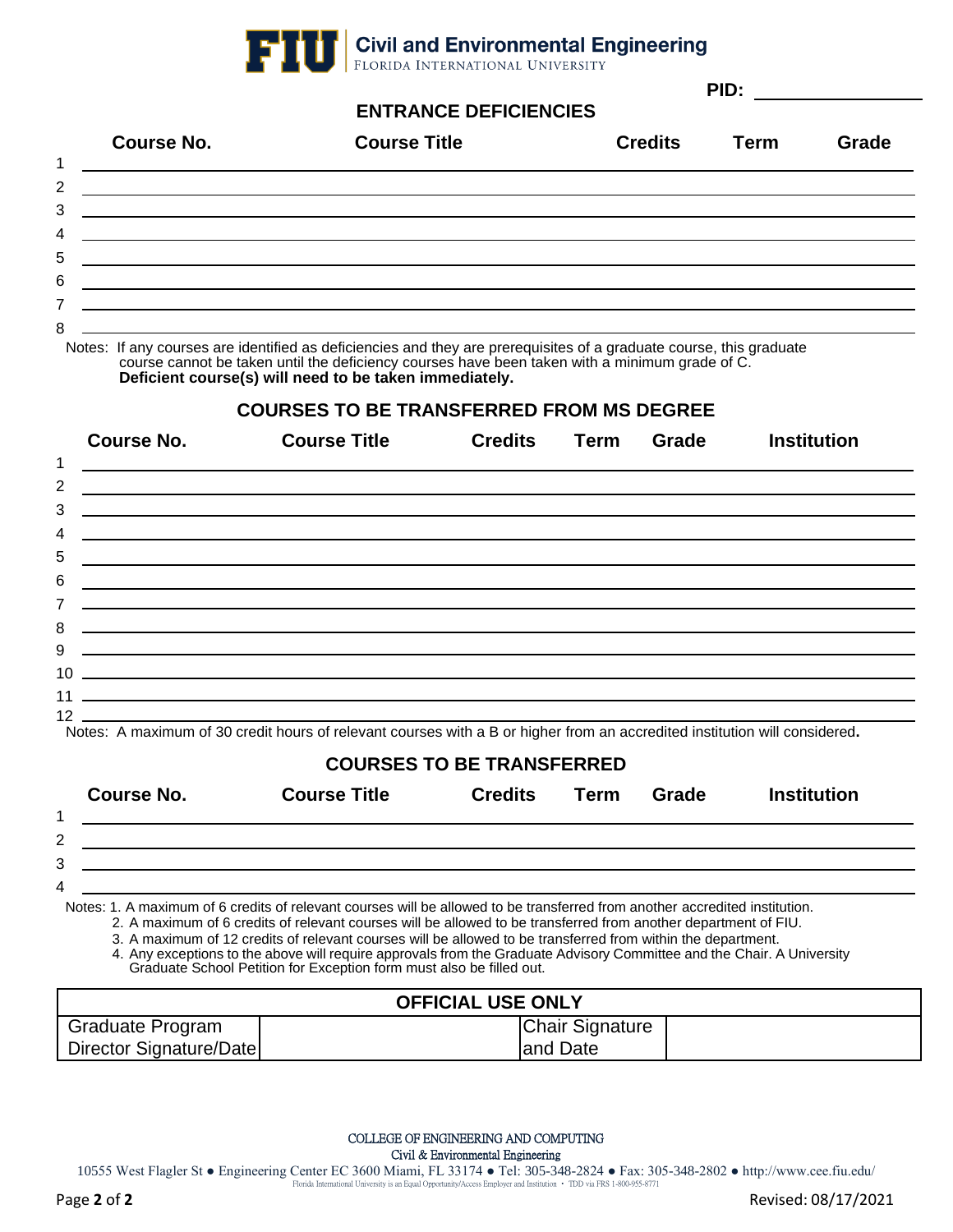**Civil and Environmental Engineering**
FLORIDA INTERNATIONAL UNIVERSITY

**PID:** ______________

## ENTRANCE DEFICIENCIES

| | Course No. | Course Title | Credits | Term | Grade |
|---|---|---|---|---|---|
| 1 | | | | | |
| 2 | | | | | |
| 3 | | | | | |
| 4 | | | | | |
| 5 | | | | | |
| 6 | | | | | |
| 7 | | | | | |
| 8 | | | | | |

Notes: If any courses are identified as deficiencies and they are prerequisites of a graduate course, this graduate course cannot be taken until the deficiency courses have been taken with a minimum grade of C. **Deficient course(s) will need to be taken immediately.**

## COURSES TO BE TRANSFERRED FROM MS DEGREE

| | Course No. | Course Title | Credits | Term | Grade | Institution |
|---|---|---|---|---|---|---|
| 1 | | | | | | |
| 2 | | | | | | |
| 3 | | | | | | |
| 4 | | | | | | |
| 5 | | | | | | |
| 6 | | | | | | |
| 7 | | | | | | |
| 8 | | | | | | |
| 9 | | | | | | |
| 10 | | | | | | |
| 11 | | | | | | |
| 12 | | | | | | |

Notes: A maximum of 30 credit hours of relevant courses with a B or higher from an accredited institution will considered**.**

## COURSES TO BE TRANSFERRED

| | Course No. | Course Title | Credits | Term | Grade | Institution |
|---|---|---|---|---|---|---|
| 1 | | | | | | |
| 2 | | | | | | |
| 3 | | | | | | |
| 4 | | | | | | |

Notes: 1. A maximum of 6 credits of relevant courses will be allowed to be transferred from another accredited institution.
2. A maximum of 6 credits of relevant courses will be allowed to be transferred from another department of FIU.
3. A maximum of 12 credits of relevant courses will be allowed to be transferred from within the department.
4. Any exceptions to the above will require approvals from the Graduate Advisory Committee and the Chair. A University Graduate School Petition for Exception form must also be filled out.

| **OFFICIAL USE ONLY** | | | |
|---|---|---|---|
| Graduate Program Director Signature/Date | | Chair Signature and Date | |

COLLEGE OF ENGINEERING AND COMPUTING
Civil & Environmental Engineering
10555 West Flagler St ● Engineering Center EC 3600 Miami, FL 33174 ● Tel: 305-348-2824 ● Fax: 305-348-2802 ● http://www.cee.fiu.edu/
Florida International University is an Equal Opportunity/Access Employer and Institution • TDD via FRS 1-800-955-8771

Revised: 08/17/2021